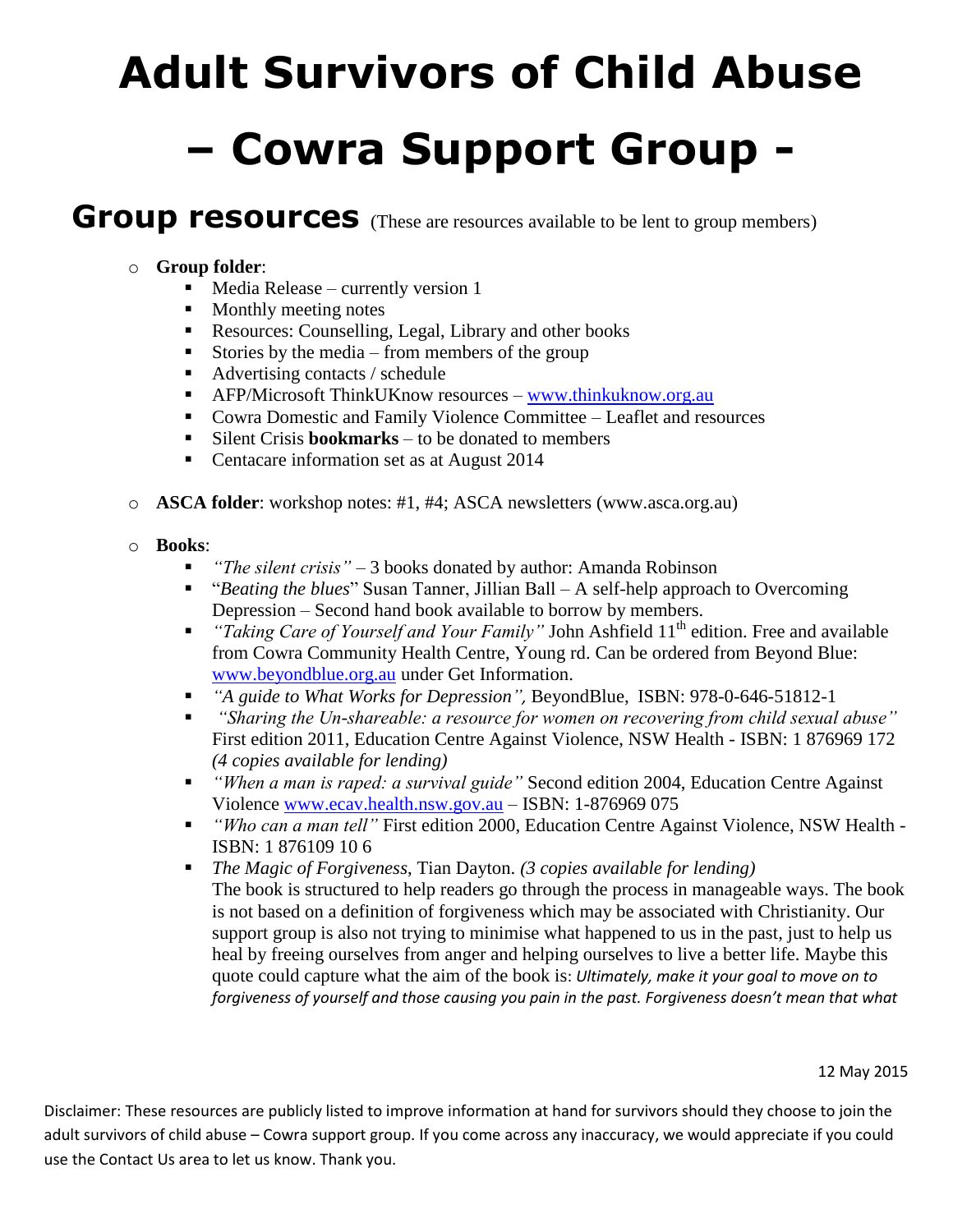# Adult Survivors of Child Abuse – Cowra Support Group -

## Group resources (These are resources available to be lent to group members)

- **Group folder**:
  - Media Release – currently version 1
  - Monthly meeting notes
  - Resources: Counselling, Legal, Library and other books
  - Stories by the media – from members of the group
  - Advertising contacts / schedule
  - AFP/Microsoft ThinkUKnow resources – www.thinkuknow.org.au
  - Cowra Domestic and Family Violence Committee – Leaflet and resources
  - Silent Crisis **bookmarks** – to be donated to members
  - Centacare information set as at August 2014
- **ASCA folder**: workshop notes: #1, #4; ASCA newsletters (www.asca.org.au)
- **Books**:
  - *"The silent crisis"* – 3 books donated by author: Amanda Robinson
  - "*Beating the blues*" Susan Tanner, Jillian Ball – A self-help approach to Overcoming Depression – Second hand book available to borrow by members.
  - *"Taking Care of Yourself and Your Family"* John Ashfield 11th edition. Free and available from Cowra Community Health Centre, Young rd. Can be ordered from Beyond Blue: www.beyondblue.org.au under Get Information.
  - *"A guide to What Works for Depression",* BeyondBlue, ISBN: 978-0-646-51812-1
  - *"Sharing the Un-shareable: a resource for women on recovering from child sexual abuse"* First edition 2011, Education Centre Against Violence, NSW Health - ISBN: 1 876969 172 *(4 copies available for lending)*
  - *"When a man is raped: a survival guide"* Second edition 2004, Education Centre Against Violence www.ecav.health.nsw.gov.au – ISBN: 1-876969 075
  - *"Who can a man tell"* First edition 2000, Education Centre Against Violence, NSW Health - ISBN: 1 876109 10 6
  - *The Magic of Forgiveness*, Tian Dayton. *(3 copies available for lending)*
    The book is structured to help readers go through the process in manageable ways. The book is not based on a definition of forgiveness which may be associated with Christianity. Our support group is also not trying to minimise what happened to us in the past, just to help us heal by freeing ourselves from anger and helping ourselves to live a better life. Maybe this quote could capture what the aim of the book is: *Ultimately, make it your goal to move on to forgiveness of yourself and those causing you pain in the past. Forgiveness doesn't mean that what*

12 May 2015

Disclaimer: These resources are publicly listed to improve information at hand for survivors should they choose to join the adult survivors of child abuse – Cowra support group. If you come across any inaccuracy, we would appreciate if you could use the Contact Us area to let us know. Thank you.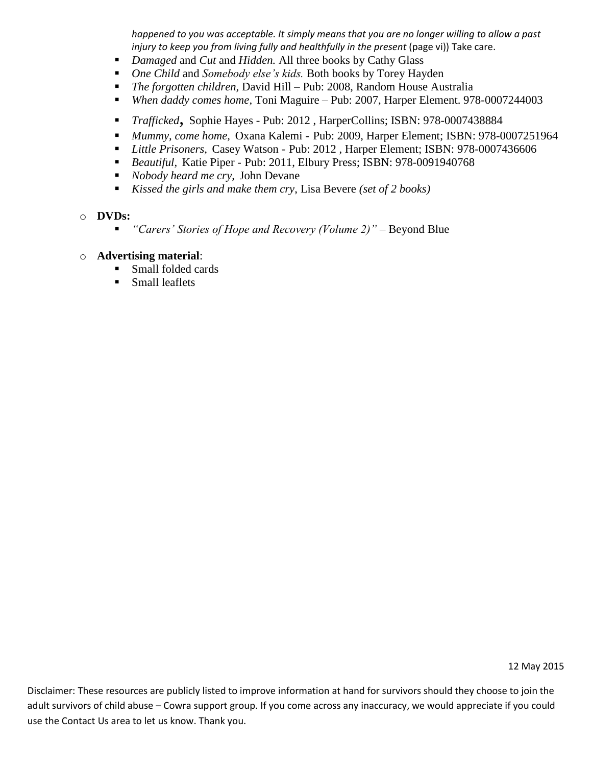*happened to you was acceptable. It simply means that you are no longer willing to allow a past injury to keep you from living fully and healthfully in the present* (page vi)) Take care.

- *Damaged* and *Cut* and *Hidden.* All three books by Cathy Glass
- *One Child* and *Somebody else's kids.* Both books by Torey Hayden
- *The forgotten children,* David Hill – Pub: 2008, Random House Australia
- *When daddy comes home,* Toni Maguire – Pub: 2007, Harper Element. 978-0007244003
- *Trafficked*, Sophie Hayes - Pub: 2012 , HarperCollins; ISBN: 978-0007438884
- *Mummy, come home,* Oxana Kalemi - Pub: 2009, Harper Element; ISBN: 978-0007251964
- *Little Prisoners,* Casey Watson - Pub: 2012 , Harper Element; ISBN: 978-0007436606
- *Beautiful,* Katie Piper - Pub: 2011, Elbury Press; ISBN: 978-0091940768
- *Nobody heard me cry,* John Devane
- *Kissed the girls and make them cry*, Lisa Bevere *(set of 2 books)*

- **DVDs:**
  - *"Carers' Stories of Hope and Recovery (Volume 2)"* – Beyond Blue

- **Advertising material**:
  - Small folded cards
  - Small leaflets

12 May 2015

Disclaimer: These resources are publicly listed to improve information at hand for survivors should they choose to join the adult survivors of child abuse – Cowra support group. If you come across any inaccuracy, we would appreciate if you could use the Contact Us area to let us know. Thank you.